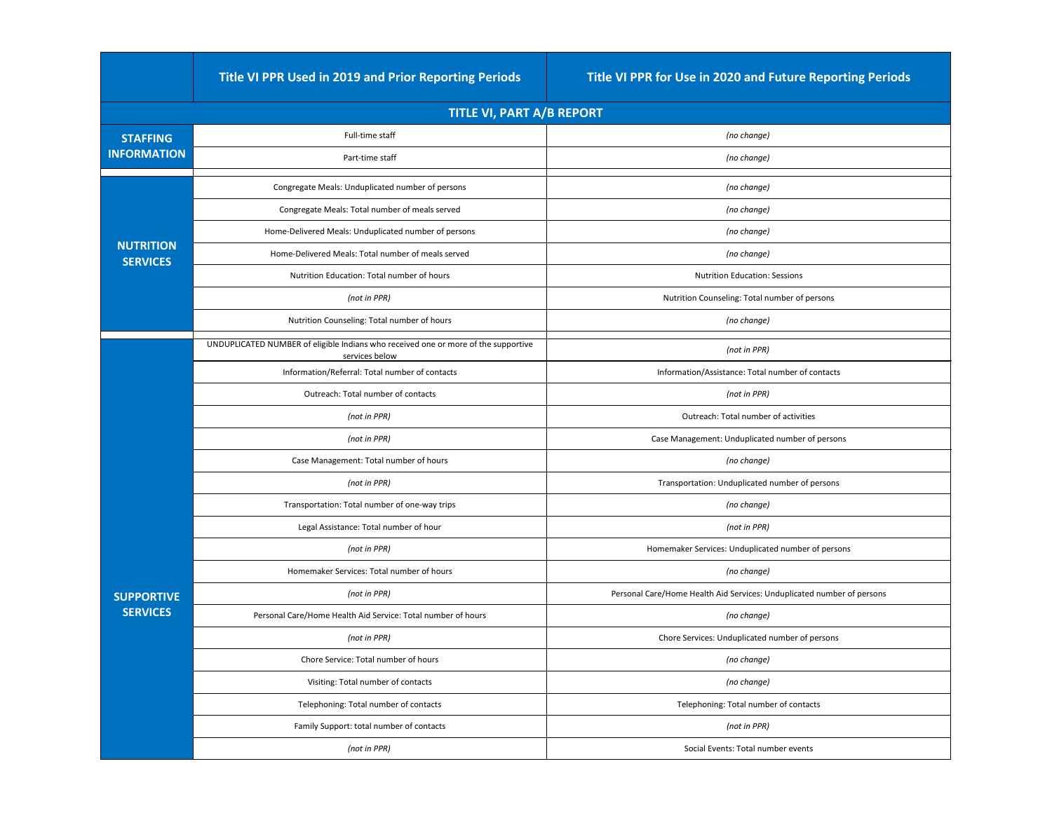| | Title VI PPR Used in 2019 and Prior Reporting Periods | Title VI PPR for Use in 2020 and Future Reporting Periods |
|---|---|---|
| **TITLE VI, PART A/B REPORT** | | |
| **STAFFING INFORMATION** | Full-time staff | *(no change)* |
| | Part-time staff | *(no change)* |
| **NUTRITION SERVICES** | Congregate Meals: Unduplicated number of persons | *(no change)* |
| | Congregate Meals: Total number of meals served | *(no change)* |
| | Home-Delivered Meals: Unduplicated number of persons | *(no change)* |
| | Home-Delivered Meals: Total number of meals served | *(no change)* |
| | Nutrition Education: Total number of hours | Nutrition Education: Sessions |
| | *(not in PPR)* | Nutrition Counseling: Total number of persons |
| | Nutrition Counseling: Total number of hours | *(no change)* |
| **SUPPORTIVE SERVICES** | UNDUPLICATED NUMBER of eligible Indians who received one or more of the supportive services below | *(not in PPR)* |
| | Information/Referral: Total number of contacts | Information/Assistance: Total number of contacts |
| | Outreach: Total number of contacts | *(not in PPR)* |
| | *(not in PPR)* | Outreach: Total number of activities |
| | *(not in PPR)* | Case Management: Unduplicated number of persons |
| | Case Management: Total number of hours | *(no change)* |
| | *(not in PPR)* | Transportation: Unduplicated number of persons |
| | Transportation: Total number of one-way trips | *(no change)* |
| | Legal Assistance: Total number of hour | *(not in PPR)* |
| | *(not in PPR)* | Homemaker Services: Unduplicated number of persons |
| | Homemaker Services: Total number of hours | *(no change)* |
| | *(not in PPR)* | Personal Care/Home Health Aid Services: Unduplicated number of persons |
| | Personal Care/Home Health Aid Service: Total number of hours | *(no change)* |
| | *(not in PPR)* | Chore Services: Unduplicated number of persons |
| | Chore Service: Total number of hours | *(no change)* |
| | Visiting: Total number of contacts | *(no change)* |
| | Telephoning: Total number of contacts | Telephoning: Total number of contacts |
| | Family Support: total number of contacts | *(not in PPR)* |
| | *(not in PPR)* | Social Events: Total number events |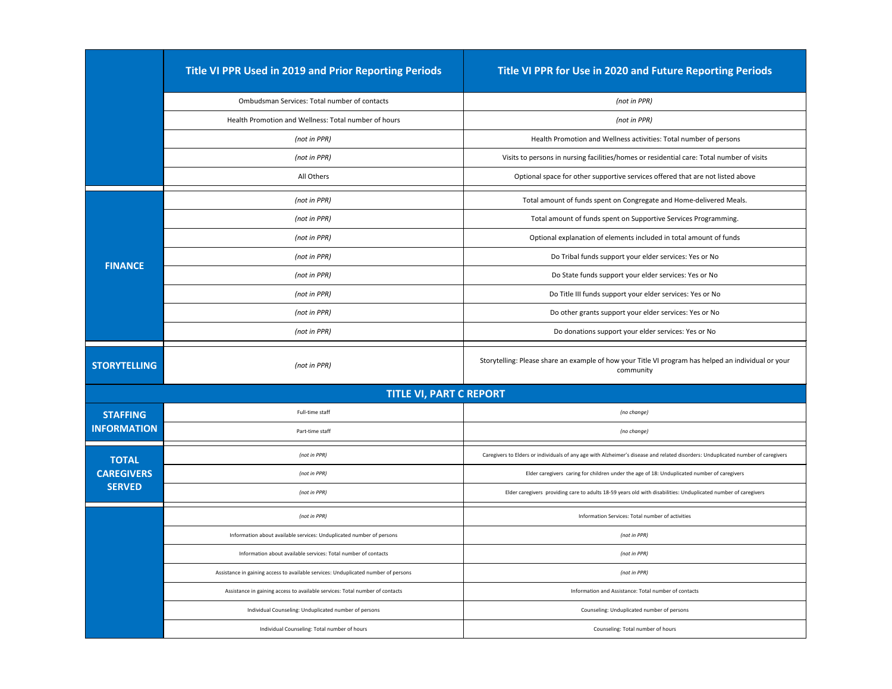| | Title VI PPR Used in 2019 and Prior Reporting Periods | Title VI PPR for Use in 2020 and Future Reporting Periods |
|---|---|---|
| | Ombudsman Services: Total number of contacts | *(not in PPR)* |
| | Health Promotion and Wellness: Total number of hours | *(not in PPR)* |
| | *(not in PPR)* | Health Promotion and Wellness activities: Total number of persons |
| | *(not in PPR)* | Visits to persons in nursing facilities/homes or residential care: Total number of visits |
| | All Others | Optional space for other supportive services offered that are not listed above |
| **FINANCE** | *(not in PPR)* | Total amount of funds spent on Congregate and Home-delivered Meals. |
| | *(not in PPR)* | Total amount of funds spent on Supportive Services Programming. |
| | *(not in PPR)* | Optional explanation of elements included in total amount of funds |
| | *(not in PPR)* | Do Tribal funds support your elder services: Yes or No |
| | *(not in PPR)* | Do State funds support your elder services: Yes or No |
| | *(not in PPR)* | Do Title III funds support your elder services: Yes or No |
| | *(not in PPR)* | Do other grants support your elder services: Yes or No |
| | *(not in PPR)* | Do donations support your elder services: Yes or No |
| **STORYTELLING** | *(not in PPR)* | Storytelling: Please share an example of how your Title VI program has helped an individual or your community |
| **TITLE VI, PART C REPORT** | | |
| **STAFFING INFORMATION** | Full-time staff | *(no change)* |
| | Part-time staff | *(no change)* |
| **TOTAL CAREGIVERS SERVED** | *(not in PPR)* | Caregivers to Elders or individuals of any age with Alzheimer's disease and related disorders: Unduplicated number of caregivers |
| | *(not in PPR)* | Elder caregivers caring for children under the age of 18: Unduplicated number of caregivers |
| | *(not in PPR)* | Elder caregivers providing care to adults 18-59 years old with disabilities: Unduplicated number of caregivers |
| | *(not in PPR)* | Information Services: Total number of activities |
| | Information about available services: Unduplicated number of persons | *(not in PPR)* |
| | Information about available services: Total number of contacts | *(not in PPR)* |
| | Assistance in gaining access to available services: Unduplicated number of persons | *(not in PPR)* |
| | Assistance in gaining access to available services: Total number of contacts | Information and Assistance: Total number of contacts |
| | Individual Counseling: Unduplicated number of persons | Counseling: Unduplicated number of persons |
| | Individual Counseling: Total number of hours | Counseling: Total number of hours |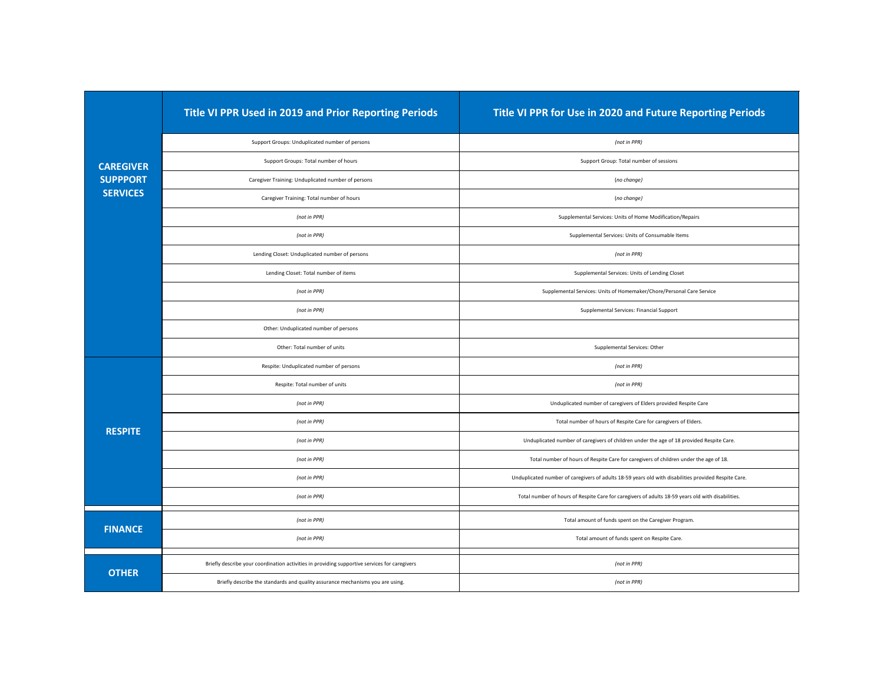| | Title VI PPR Used in 2019 and Prior Reporting Periods | Title VI PPR for Use in 2020 and Future Reporting Periods |
|---|---|---|
| **CAREGIVER SUPPPORT SERVICES** | Support Groups: Unduplicated number of persons | *(not in PPR)* |
| | Support Groups: Total number of hours | Support Group: Total number of sessions |
| | Caregiver Training: Unduplicated number of persons | (*no change)* |
| | Caregiver Training: Total number of hours | (*no change)* |
| | *(not in PPR)* | Supplemental Services: Units of Home Modification/Repairs |
| | *(not in PPR)* | Supplemental Services: Units of Consumable Items |
| | Lending Closet: Unduplicated number of persons | *(not in PPR)* |
| | Lending Closet: Total number of items | Supplemental Services: Units of Lending Closet |
| | *(not in PPR)* | Supplemental Services: Units of Homemaker/Chore/Personal Care Service |
| | *(not in PPR)* | Supplemental Services: Financial Support |
| | Other: Unduplicated number of persons | |
| | Other: Total number of units | Supplemental Services: Other |
| **RESPITE** | Respite: Unduplicated number of persons | *(not in PPR)* |
| | Respite: Total number of units | *(not in PPR)* |
| | *(not in PPR)* | Unduplicated number of caregivers of Elders provided Respite Care |
| | *(not in PPR)* | Total number of hours of Respite Care for caregivers of Elders. |
| | *(not in PPR)* | Unduplicated number of caregivers of children under the age of 18 provided Respite Care. |
| | *(not in PPR)* | Total number of hours of Respite Care for caregivers of children under the age of 18. |
| | *(not in PPR)* | Unduplicated number of caregivers of adults 18-59 years old with disabilities provided Respite Care. |
| | *(not in PPR)* | Total number of hours of Respite Care for caregivers of adults 18-59 years old with disabilities. |
| **FINANCE** | *(not in PPR)* | Total amount of funds spent on the Caregiver Program. |
| | *(not in PPR)* | Total amount of funds spent on Respite Care. |
| **OTHER** | Briefly describe your coordination activities in providing supportive services for caregivers | *(not in PPR)* |
| | Briefly describe the standards and quality assurance mechanisms you are using. | *(not in PPR)* |